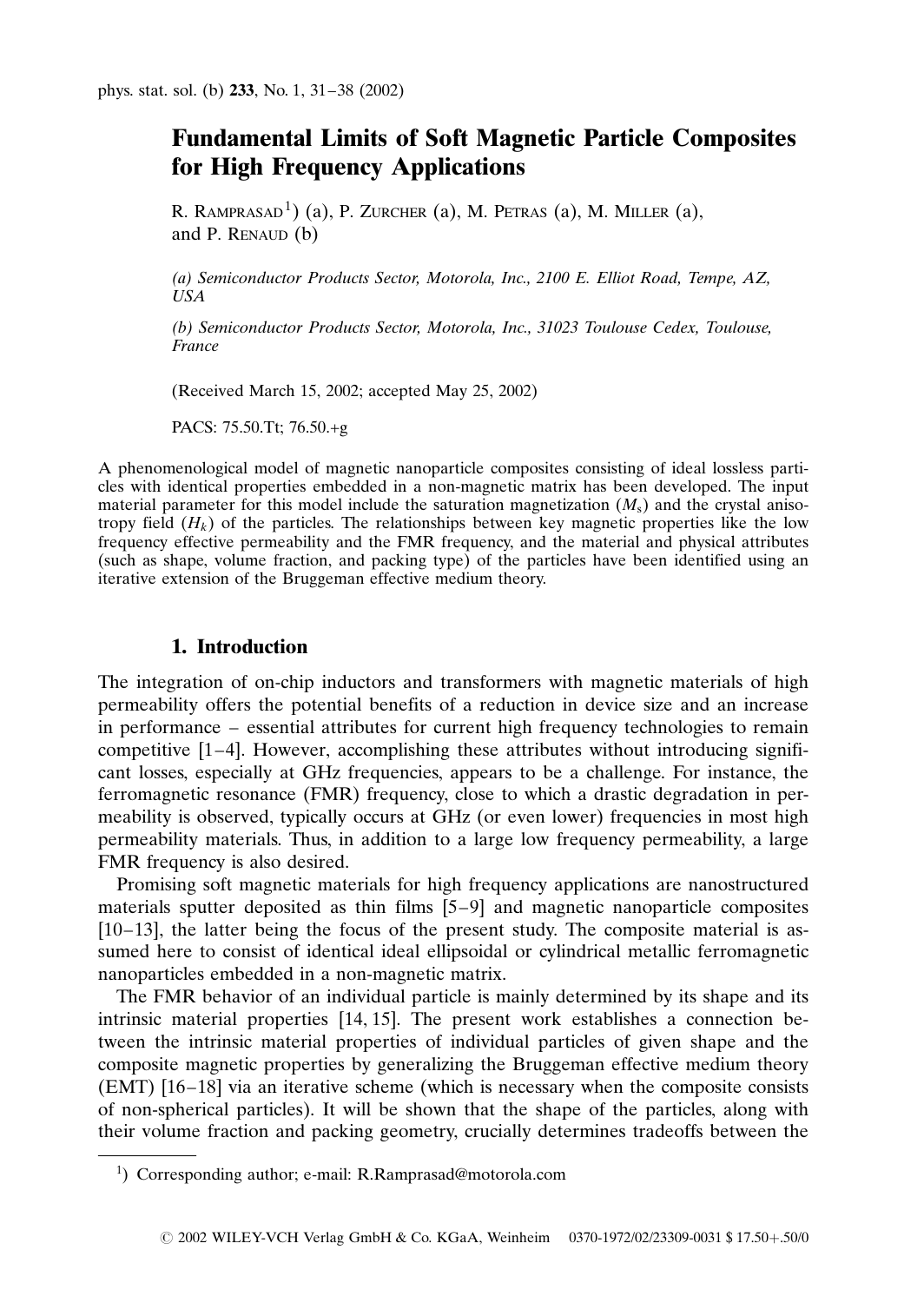# Fundamental Limits of Soft Magnetic Particle Composites for High Frequency Applications

R. Ramprasad[1]) (a), P. Zurcher (a), M. Petras (a), M. Miller (a), and P. Renaud (b)

*(a) Semiconductor Products Sector, Motorola, Inc., 2100 E. Elliot Road, Tempe, AZ, USA*

*(b) Semiconductor Products Sector, Motorola, Inc., 31023 Toulouse Cedex, Toulouse, France*

(Received March 15, 2002; accepted May 25, 2002)

PACS: 75.50.Tt; 76.50.+g

A phenomenological model of magnetic nanoparticle composites consisting of ideal lossless particles with identical properties embedded in a non-magnetic matrix has been developed. The input material parameter for this model include the saturation magnetization ($M_s$) and the crystal anisotropy field ($H_k$) of the particles. The relationships between key magnetic properties like the low frequency effective permeability and the FMR frequency, and the material and physical attributes (such as shape, volume fraction, and packing type) of the particles have been identified using an iterative extension of the Bruggeman effective medium theory.

## 1. Introduction

The integration of on-chip inductors and transformers with magnetic materials of high permeability offers the potential benefits of a reduction in device size and an increase in performance – essential attributes for current high frequency technologies to remain competitive [1–4]. However, accomplishing these attributes without introducing significant losses, especially at GHz frequencies, appears to be a challenge. For instance, the ferromagnetic resonance (FMR) frequency, close to which a drastic degradation in permeability is observed, typically occurs at GHz (or even lower) frequencies in most high permeability materials. Thus, in addition to a large low frequency permeability, a large FMR frequency is also desired.

Promising soft magnetic materials for high frequency applications are nanostructured materials sputter deposited as thin films [5–9] and magnetic nanoparticle composites [10–13], the latter being the focus of the present study. The composite material is assumed here to consist of identical ideal ellipsoidal or cylindrical metallic ferromagnetic nanoparticles embedded in a non-magnetic matrix.

The FMR behavior of an individual particle is mainly determined by its shape and its intrinsic material properties [14, 15]. The present work establishes a connection between the intrinsic material properties of individual particles of given shape and the composite magnetic properties by generalizing the Bruggeman effective medium theory (EMT) [16–18] via an iterative scheme (which is necessary when the composite consists of non-spherical particles). It will be shown that the shape of the particles, along with their volume fraction and packing geometry, crucially determines tradeoffs between the

[1]) Corresponding author; e-mail: R.Ramprasad@motorola.com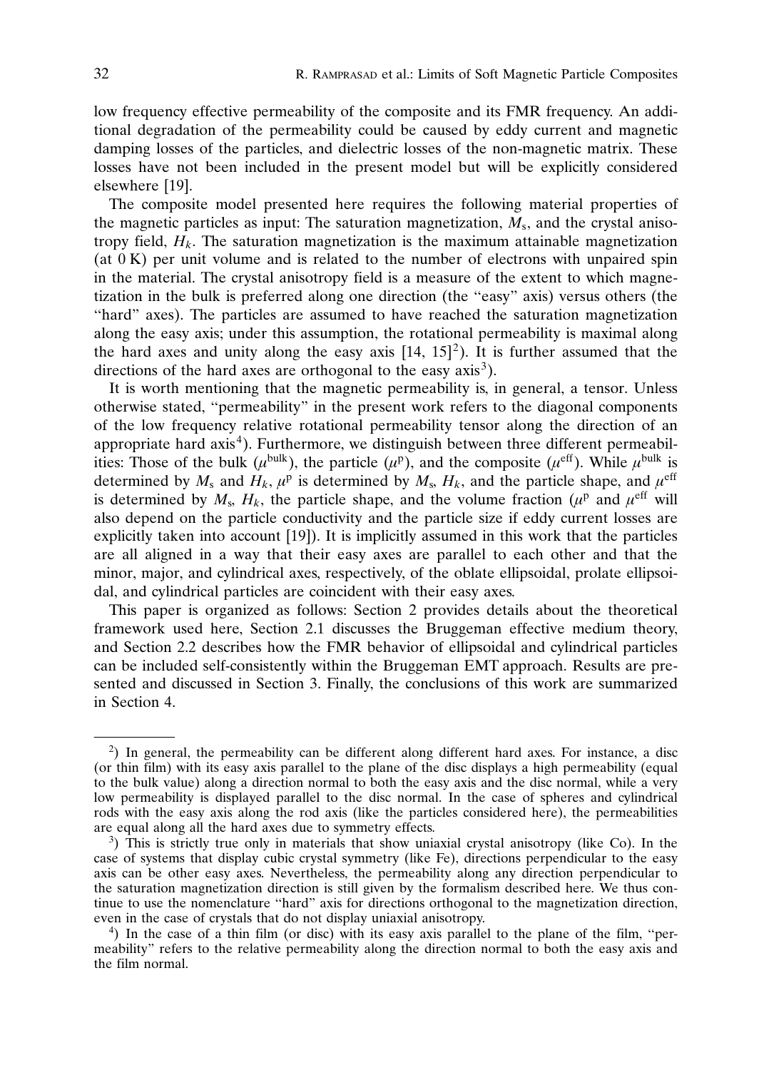low frequency effective permeability of the composite and its FMR frequency. An additional degradation of the permeability could be caused by eddy current and magnetic damping losses of the particles, and dielectric losses of the non-magnetic matrix. These losses have not been included in the present model but will be explicitly considered elsewhere [19].

The composite model presented here requires the following material properties of the magnetic particles as input: The saturation magnetization, $M_s$, and the crystal anisotropy field, $H_k$. The saturation magnetization is the maximum attainable magnetization (at 0 K) per unit volume and is related to the number of electrons with unpaired spin in the material. The crystal anisotropy field is a measure of the extent to which magnetization in the bulk is preferred along one direction (the "easy" axis) versus others (the "hard" axes). The particles are assumed to have reached the saturation magnetization along the easy axis; under this assumption, the rotational permeability is maximal along the hard axes and unity along the easy axis [14, 15][2]). It is further assumed that the directions of the hard axes are orthogonal to the easy axis[3]).

It is worth mentioning that the magnetic permeability is, in general, a tensor. Unless otherwise stated, "permeability" in the present work refers to the diagonal components of the low frequency relative rotational permeability tensor along the direction of an appropriate hard axis[4]). Furthermore, we distinguish between three different permeabilities: Those of the bulk ($\mu^{\text{bulk}}$), the particle ($\mu^{\text{p}}$), and the composite ($\mu^{\text{eff}}$). While $\mu^{\text{bulk}}$ is determined by $M_s$ and $H_k$, $\mu^{\text{p}}$ is determined by $M_s$, $H_k$, and the particle shape, and $\mu^{\text{eff}}$ is determined by $M_s$, $H_k$, the particle shape, and the volume fraction ($\mu^{\text{p}}$ and $\mu^{\text{eff}}$ will also depend on the particle conductivity and the particle size if eddy current losses are explicitly taken into account [19]). It is implicitly assumed in this work that the particles are all aligned in a way that their easy axes are parallel to each other and that the minor, major, and cylindrical axes, respectively, of the oblate ellipsoidal, prolate ellipsoidal, and cylindrical particles are coincident with their easy axes.

This paper is organized as follows: Section 2 provides details about the theoretical framework used here, Section 2.1 discusses the Bruggeman effective medium theory, and Section 2.2 describes how the FMR behavior of ellipsoidal and cylindrical particles can be included self-consistently within the Bruggeman EMT approach. Results are presented and discussed in Section 3. Finally, the conclusions of this work are summarized in Section 4.

---

[2]) In general, the permeability can be different along different hard axes. For instance, a disc (or thin film) with its easy axis parallel to the plane of the disc displays a high permeability (equal to the bulk value) along a direction normal to both the easy axis and the disc normal, while a very low permeability is displayed parallel to the disc normal. In the case of spheres and cylindrical rods with the easy axis along the rod axis (like the particles considered here), the permeabilities are equal along all the hard axes due to symmetry effects.

[3]) This is strictly true only in materials that show uniaxial crystal anisotropy (like Co). In the case of systems that display cubic crystal symmetry (like Fe), directions perpendicular to the easy axis can be other easy axes. Nevertheless, the permeability along any direction perpendicular to the saturation magnetization direction is still given by the formalism described here. We thus continue to use the nomenclature "hard" axis for directions orthogonal to the magnetization direction, even in the case of crystals that do not display uniaxial anisotropy.

[4]) In the case of a thin film (or disc) with its easy axis parallel to the plane of the film, "permeability" refers to the relative permeability along the direction normal to both the easy axis and the film normal.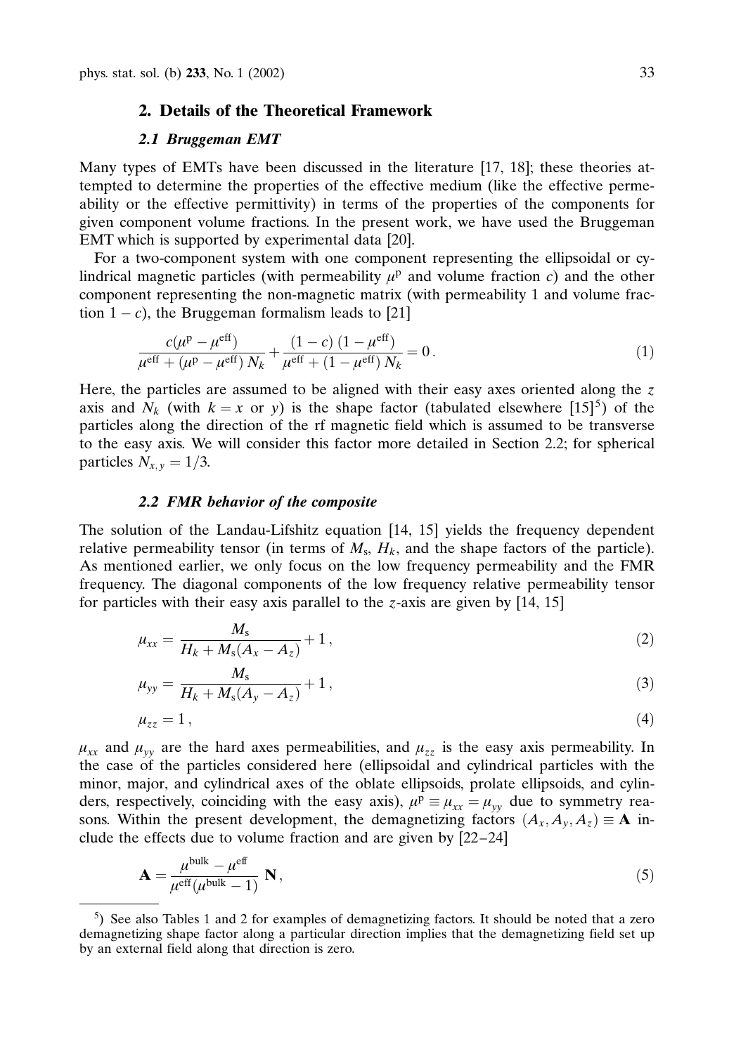## 2. Details of the Theoretical Framework

### *2.1 Bruggeman EMT*

Many types of EMTs have been discussed in the literature [17, 18]; these theories attempted to determine the properties of the effective medium (like the effective permeability or the effective permittivity) in terms of the properties of the components for given component volume fractions. In the present work, we have used the Bruggeman EMT which is supported by experimental data [20].

For a two-component system with one component representing the ellipsoidal or cylindrical magnetic particles (with permeability $\mu^{\mathrm{p}}$ and volume fraction $c$) and the other component representing the non-magnetic matrix (with permeability 1 and volume fraction $1-c$), the Bruggeman formalism leads to [21]

$$\frac{c(\mu^{\mathrm{p}}-\mu^{\mathrm{eff}})}{\mu^{\mathrm{eff}}+(\mu^{\mathrm{p}}-\mu^{\mathrm{eff}})\,N_k}+\frac{(1-c)\,(1-\mu^{\mathrm{eff}})}{\mu^{\mathrm{eff}}+(1-\mu^{\mathrm{eff}})\,N_k}=0\,. \tag{1}$$

Here, the particles are assumed to be aligned with their easy axes oriented along the $z$ axis and $N_k$ (with $k=x$ or $y$) is the shape factor (tabulated elsewhere [15][5]) of the particles along the direction of the rf magnetic field which is assumed to be transverse to the easy axis. We will consider this factor more detailed in Section 2.2; for spherical particles $N_{x,y}=1/3$.

### *2.2 FMR behavior of the composite*

The solution of the Landau-Lifshitz equation [14, 15] yields the frequency dependent relative permeability tensor (in terms of $M_{\mathrm{s}}$, $H_k$, and the shape factors of the particle). As mentioned earlier, we only focus on the low frequency permeability and the FMR frequency. The diagonal components of the low frequency relative permeability tensor for particles with their easy axis parallel to the $z$-axis are given by [14, 15]

$$\mu_{xx}=\frac{M_{\mathrm{s}}}{H_k+M_{\mathrm{s}}(A_x-A_z)}+1\,, \tag{2}$$

$$\mu_{yy}=\frac{M_{\mathrm{s}}}{H_k+M_{\mathrm{s}}(A_y-A_z)}+1\,, \tag{3}$$

$$\mu_{zz}=1\,, \tag{4}$$

$\mu_{xx}$ and $\mu_{yy}$ are the hard axes permeabilities, and $\mu_{zz}$ is the easy axis permeability. In the case of the particles considered here (ellipsoidal and cylindrical particles with the minor, major, and cylindrical axes of the oblate ellipsoids, prolate ellipsoids, and cylinders, respectively, coinciding with the easy axis), $\mu^{\mathrm{p}}\equiv\mu_{xx}=\mu_{yy}$ due to symmetry reasons. Within the present development, the demagnetizing factors $(A_x,A_y,A_z)\equiv\mathbf{A}$ include the effects due to volume fraction and are given by [22–24]

$$\mathbf{A}=\frac{\mu^{\mathrm{bulk}}-\mu^{\mathrm{eff}}}{\mu^{\mathrm{eff}}(\mu^{\mathrm{bulk}}-1)}\;\mathbf{N}\,, \tag{5}$$

[5]) See also Tables 1 and 2 for examples of demagnetizing factors. It should be noted that a zero demagnetizing shape factor along a particular direction implies that the demagnetizing field set up by an external field along that direction is zero.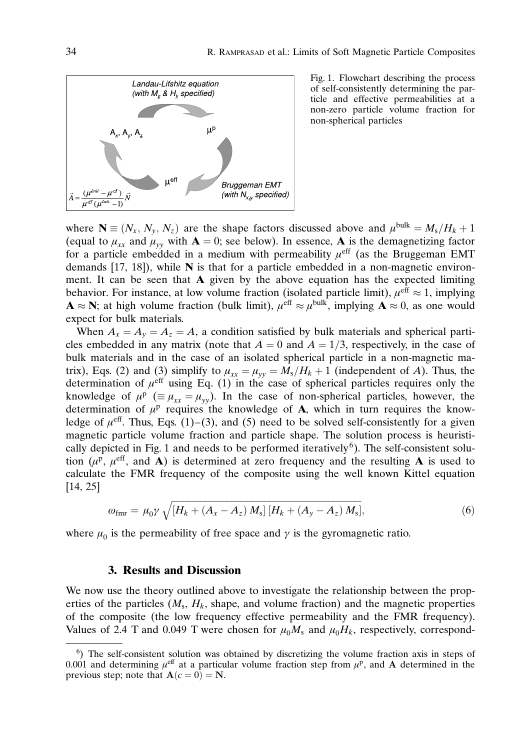Fig. 1. Flowchart describing the process of self-consistently determining the particle and effective permeabilities at a non-zero particle volume fraction for non-spherical particles

where $\mathbf{N} \equiv (N_x, N_y, N_z)$ are the shape factors discussed above and $\mu^{\text{bulk}} = M_s/H_k + 1$ (equal to $\mu_{xx}$ and $\mu_{yy}$ with $\mathbf{A} = 0$; see below). In essence, $\mathbf{A}$ is the demagnetizing factor for a particle embedded in a medium with permeability $\mu^{\text{eff}}$ (as the Bruggeman EMT demands [17, 18]), while $\mathbf{N}$ is that for a particle embedded in a non-magnetic environment. It can be seen that $\mathbf{A}$ given by the above equation has the expected limiting behavior. For instance, at low volume fraction (isolated particle limit), $\mu^{\text{eff}} \approx 1$, implying $\mathbf{A} \approx \mathbf{N}$; at high volume fraction (bulk limit), $\mu^{\text{eff}} \approx \mu^{\text{bulk}}$, implying $\mathbf{A} \approx 0$, as one would expect for bulk materials.

When $A_x = A_y = A_z = A$, a condition satisfied by bulk materials and spherical particles embedded in any matrix (note that $A = 0$ and $A = 1/3$, respectively, in the case of bulk materials and in the case of an isolated spherical particle in a non-magnetic matrix), Eqs. (2) and (3) simplify to $\mu_{xx} = \mu_{yy} = M_s/H_k + 1$ (independent of $A$). Thus, the determination of $\mu^{\text{eff}}$ using Eq. (1) in the case of spherical particles requires only the knowledge of $\mu^{\text{p}}$ ($\equiv \mu_{xx} = \mu_{yy}$). In the case of non-spherical particles, however, the determination of $\mu^{\text{p}}$ requires the knowledge of $\mathbf{A}$, which in turn requires the knowledge of $\mu^{\text{eff}}$. Thus, Eqs. (1)–(3), and (5) need to be solved self-consistently for a given magnetic particle volume fraction and particle shape. The solution process is heuristically depicted in Fig. 1 and needs to be performed iteratively[6]). The self-consistent solution ($\mu^{\text{p}}$, $\mu^{\text{eff}}$, and $\mathbf{A}$) is determined at zero frequency and the resulting $\mathbf{A}$ is used to calculate the FMR frequency of the composite using the well known Kittel equation [14, 25]

$$\omega_{\text{fmr}} = \mu_0 \gamma \sqrt{[H_k + (A_x - A_z)\, M_s]\, [H_k + (A_y - A_z)\, M_s]}, \tag{6}$$

where $\mu_0$ is the permeability of free space and $\gamma$ is the gyromagnetic ratio.

## 3. Results and Discussion

We now use the theory outlined above to investigate the relationship between the properties of the particles ($M_s$, $H_k$, shape, and volume fraction) and the magnetic properties of the composite (the low frequency effective permeability and the FMR frequency). Values of 2.4 T and 0.049 T were chosen for $\mu_0 M_s$ and $\mu_0 H_k$, respectively, correspond-

[6]) The self-consistent solution was obtained by discretizing the volume fraction axis in steps of 0.001 and determining $\mu^{\text{eff}}$ at a particular volume fraction step from $\mu^{\text{p}}$, and $\mathbf{A}$ determined in the previous step; note that $\mathbf{A}(c = 0) = \mathbf{N}$.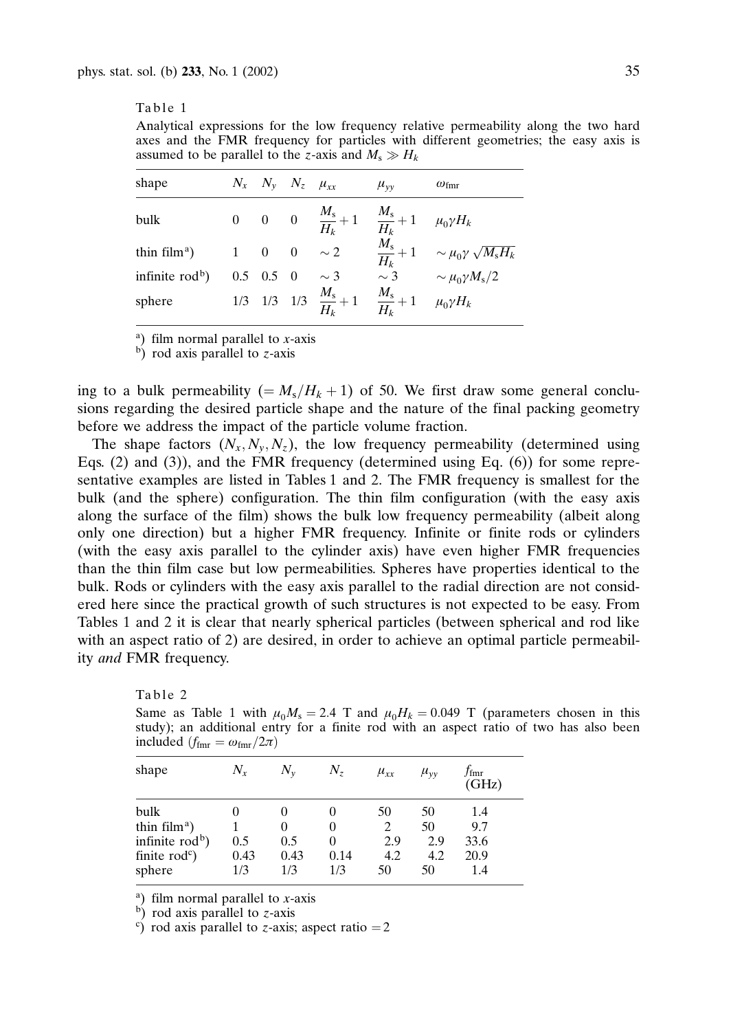Table 1

Analytical expressions for the low frequency relative permeability along the two hard axes and the FMR frequency for particles with different geometries; the easy axis is assumed to be parallel to the $z$-axis and $M_s \gg H_k$

| shape | $N_x$ | $N_y$ | $N_z$ | $\mu_{xx}$ | $\mu_{yy}$ | $\omega_{\text{fmr}}$ |
|---|---|---|---|---|---|---|
| bulk | 0 | 0 | 0 | $\frac{M_s}{H_k}+1$ | $\frac{M_s}{H_k}+1$ | $\mu_0 \gamma H_k$ |
| thin film[a]) | 1 | 0 | 0 | $\sim 2$ | $\frac{M_s}{H_k}+1$ | $\sim \mu_0 \gamma \sqrt{M_s H_k}$ |
| infinite rod[b]) | 0.5 | 0.5 | 0 | $\sim 3$ | $\sim 3$ | $\sim \mu_0 \gamma M_s/2$ |
| sphere | 1/3 | 1/3 | 1/3 | $\frac{M_s}{H_k}+1$ | $\frac{M_s}{H_k}+1$ | $\mu_0 \gamma H_k$ |

[a]) film normal parallel to $x$-axis
[b]) rod axis parallel to $z$-axis

ing to a bulk permeability ($= M_s/H_k + 1$) of 50. We first draw some general conclusions regarding the desired particle shape and the nature of the final packing geometry before we address the impact of the particle volume fraction.

The shape factors $(N_x, N_y, N_z)$, the low frequency permeability (determined using Eqs. (2) and (3)), and the FMR frequency (determined using Eq. (6)) for some representative examples are listed in Tables 1 and 2. The FMR frequency is smallest for the bulk (and the sphere) configuration. The thin film configuration (with the easy axis along the surface of the film) shows the bulk low frequency permeability (albeit along only one direction) but a higher FMR frequency. Infinite or finite rods or cylinders (with the easy axis parallel to the cylinder axis) have even higher FMR frequencies than the thin film case but low permeabilities. Spheres have properties identical to the bulk. Rods or cylinders with the easy axis parallel to the radial direction are not considered here since the practical growth of such structures is not expected to be easy. From Tables 1 and 2 it is clear that nearly spherical particles (between spherical and rod like with an aspect ratio of 2) are desired, in order to achieve an optimal particle permeability *and* FMR frequency.

Table 2

Same as Table 1 with $\mu_0 M_s = 2.4$ T and $\mu_0 H_k = 0.049$ T (parameters chosen in this study); an additional entry for a finite rod with an aspect ratio of two has also been included ($f_{\text{fmr}} = \omega_{\text{fmr}}/2\pi$)

| shape | $N_x$ | $N_y$ | $N_z$ | $\mu_{xx}$ | $\mu_{yy}$ | $f_{\text{fmr}}$ (GHz) |
|---|---|---|---|---|---|---|
| bulk | 0 | 0 | 0 | 50 | 50 | 1.4 |
| thin film[a]) | 1 | 0 | 0 | 2 | 50 | 9.7 |
| infinite rod[b]) | 0.5 | 0.5 | 0 | 2.9 | 2.9 | 33.6 |
| finite rod[c]) | 0.43 | 0.43 | 0.14 | 4.2 | 4.2 | 20.9 |
| sphere | 1/3 | 1/3 | 1/3 | 50 | 50 | 1.4 |

[a]) film normal parallel to $x$-axis
[b]) rod axis parallel to $z$-axis
[c]) rod axis parallel to $z$-axis; aspect ratio = 2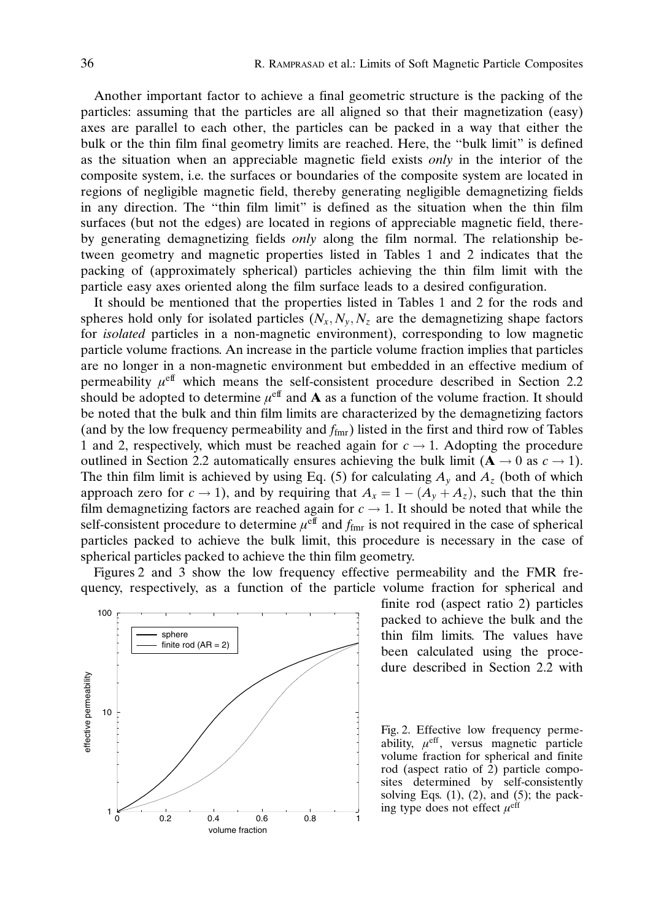Another important factor to achieve a final geometric structure is the packing of the particles: assuming that the particles are all aligned so that their magnetization (easy) axes are parallel to each other, the particles can be packed in a way that either the bulk or the thin film final geometry limits are reached. Here, the "bulk limit" is defined as the situation when an appreciable magnetic field exists *only* in the interior of the composite system, i.e. the surfaces or boundaries of the composite system are located in regions of negligible magnetic field, thereby generating negligible demagnetizing fields in any direction. The "thin film limit" is defined as the situation when the thin film surfaces (but not the edges) are located in regions of appreciable magnetic field, thereby generating demagnetizing fields *only* along the film normal. The relationship between geometry and magnetic properties listed in Tables 1 and 2 indicates that the packing of (approximately spherical) particles achieving the thin film limit with the particle easy axes oriented along the film surface leads to a desired configuration.

It should be mentioned that the properties listed in Tables 1 and 2 for the rods and spheres hold only for isolated particles ($N_x, N_y, N_z$ are the demagnetizing shape factors for *isolated* particles in a non-magnetic environment), corresponding to low magnetic particle volume fractions. An increase in the particle volume fraction implies that particles are no longer in a non-magnetic environment but embedded in an effective medium of permeability $\mu^{\text{eff}}$ which means the self-consistent procedure described in Section 2.2 should be adopted to determine $\mu^{\text{eff}}$ and $\mathbf{A}$ as a function of the volume fraction. It should be noted that the bulk and thin film limits are characterized by the demagnetizing factors (and by the low frequency permeability and $f_{\text{fmr}}$) listed in the first and third row of Tables 1 and 2, respectively, which must be reached again for $c \to 1$. Adopting the procedure outlined in Section 2.2 automatically ensures achieving the bulk limit ($\mathbf{A} \to 0$ as $c \to 1$). The thin film limit is achieved by using Eq. (5) for calculating $A_y$ and $A_z$ (both of which approach zero for $c \to 1$), and by requiring that $A_x = 1 - (A_y + A_z)$, such that the thin film demagnetizing factors are reached again for $c \to 1$. It should be noted that while the self-consistent procedure to determine $\mu^{\text{eff}}$ and $f_{\text{fmr}}$ is not required in the case of spherical particles packed to achieve the bulk limit, this procedure is necessary in the case of spherical particles packed to achieve the thin film geometry.

Figures 2 and 3 show the low frequency effective permeability and the FMR frequency, respectively, as a function of the particle volume fraction for spherical and finite rod (aspect ratio 2) particles packed to achieve the bulk and the thin film limits. The values have been calculated using the procedure described in Section 2.2 with

Fig. 2. Effective low frequency permeability, $\mu^{\text{eff}}$, versus magnetic particle volume fraction for spherical and finite rod (aspect ratio of 2) particle composites determined by self-consistently solving Eqs. (1), (2), and (5); the packing type does not effect $\mu^{\text{eff}}$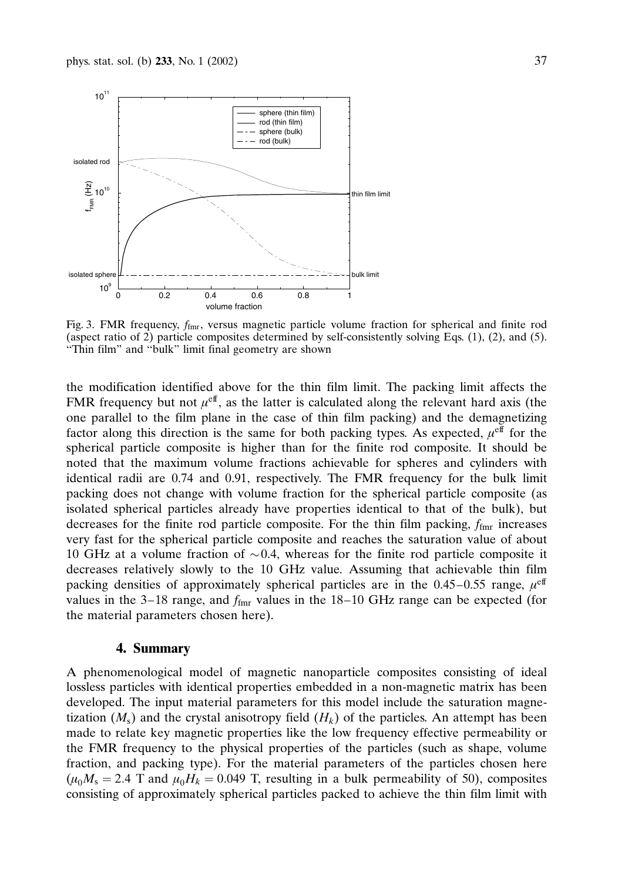Fig. 3. FMR frequency, $f_{\rm fmr}$, versus magnetic particle volume fraction for spherical and finite rod (aspect ratio of 2) particle composites determined by self-consistently solving Eqs. (1), (2), and (5). "Thin film" and "bulk" limit final geometry are shown

the modification identified above for the thin film limit. The packing limit affects the FMR frequency but not $\mu^{\rm eff}$, as the latter is calculated along the relevant hard axis (the one parallel to the film plane in the case of thin film packing) and the demagnetizing factor along this direction is the same for both packing types. As expected, $\mu^{\rm eff}$ for the spherical particle composite is higher than for the finite rod composite. It should be noted that the maximum volume fractions achievable for spheres and cylinders with identical radii are 0.74 and 0.91, respectively. The FMR frequency for the bulk limit packing does not change with volume fraction for the spherical particle composite (as isolated spherical particles already have properties identical to that of the bulk), but decreases for the finite rod particle composite. For the thin film packing, $f_{\rm fmr}$ increases very fast for the spherical particle composite and reaches the saturation value of about 10 GHz at a volume fraction of $\sim$0.4, whereas for the finite rod particle composite it decreases relatively slowly to the 10 GHz value. Assuming that achievable thin film packing densities of approximately spherical particles are in the 0.45–0.55 range, $\mu^{\rm eff}$ values in the 3–18 range, and $f_{\rm fmr}$ values in the 18–10 GHz range can be expected (for the material parameters chosen here).

## 4. Summary

A phenomenological model of magnetic nanoparticle composites consisting of ideal lossless particles with identical properties embedded in a non-magnetic matrix has been developed. The input material parameters for this model include the saturation magnetization ($M_{\rm s}$) and the crystal anisotropy field ($H_k$) of the particles. An attempt has been made to relate key magnetic properties like the low frequency effective permeability or the FMR frequency to the physical properties of the particles (such as shape, volume fraction, and packing type). For the material parameters of the particles chosen here ($\mu_0 M_{\rm s} = 2.4$ T and $\mu_0 H_k = 0.049$ T, resulting in a bulk permeability of 50), composites consisting of approximately spherical particles packed to achieve the thin film limit with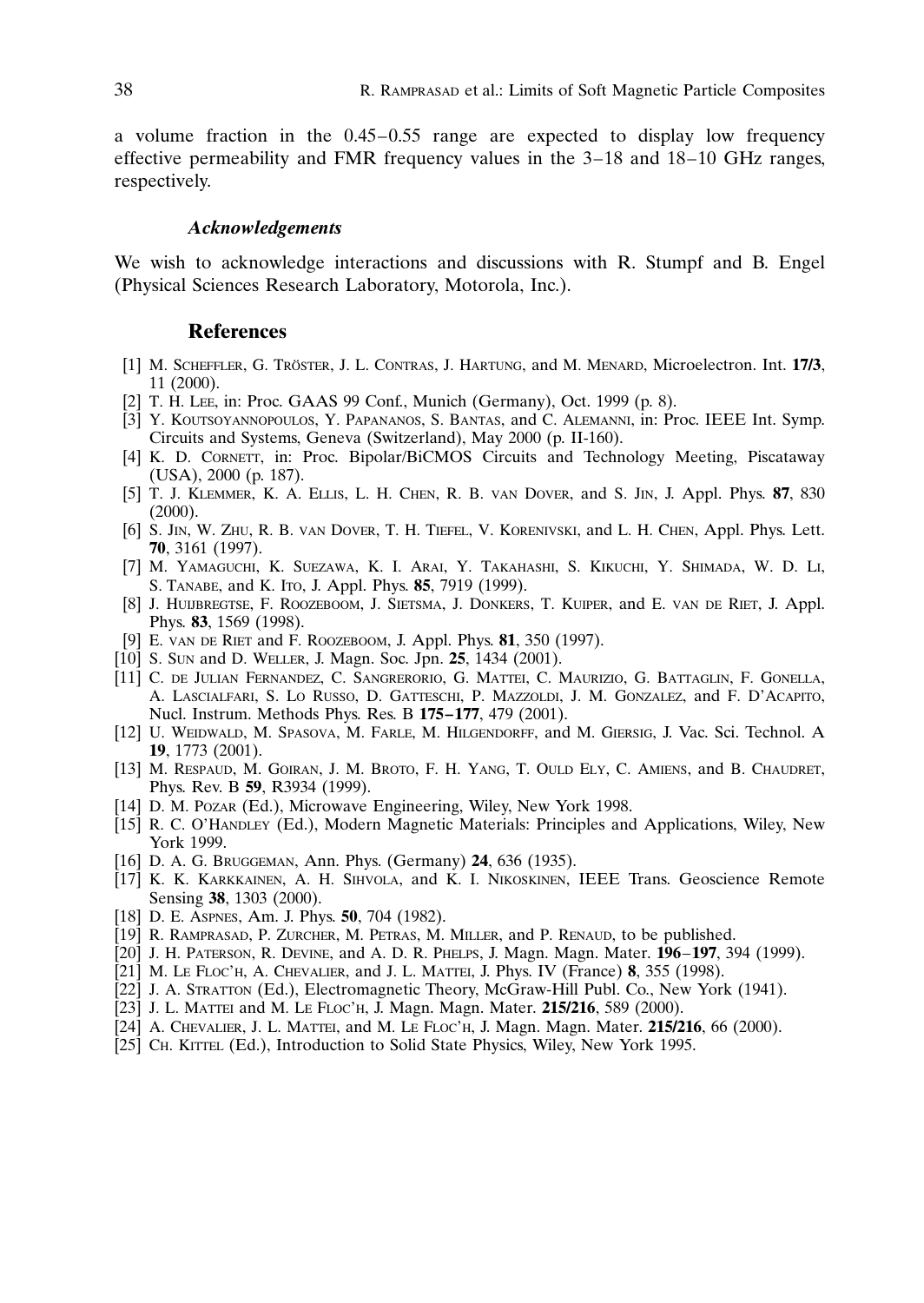a volume fraction in the 0.45–0.55 range are expected to display low frequency effective permeability and FMR frequency values in the 3–18 and 18–10 GHz ranges, respectively.

### *Acknowledgements*

We wish to acknowledge interactions and discussions with R. Stumpf and B. Engel (Physical Sciences Research Laboratory, Motorola, Inc.).

## References

[1] M. Scheffler, G. Tröster, J. L. Contras, J. Hartung, and M. Menard, Microelectron. Int. **17/3**, 11 (2000).
[2] T. H. Lee, in: Proc. GAAS 99 Conf., Munich (Germany), Oct. 1999 (p. 8).
[3] Y. Koutsoyannopoulos, Y. Papananos, S. Bantas, and C. Alemanni, in: Proc. IEEE Int. Symp. Circuits and Systems, Geneva (Switzerland), May 2000 (p. II-160).
[4] K. D. Cornett, in: Proc. Bipolar/BiCMOS Circuits and Technology Meeting, Piscataway (USA), 2000 (p. 187).
[5] T. J. Klemmer, K. A. Ellis, L. H. Chen, R. B. van Dover, and S. Jin, J. Appl. Phys. **87**, 830 (2000).
[6] S. Jin, W. Zhu, R. B. van Dover, T. H. Tiefel, V. Korenivski, and L. H. Chen, Appl. Phys. Lett. **70**, 3161 (1997).
[7] M. Yamaguchi, K. Suezawa, K. I. Arai, Y. Takahashi, S. Kikuchi, Y. Shimada, W. D. Li, S. Tanabe, and K. Ito, J. Appl. Phys. **85**, 7919 (1999).
[8] J. Huijbregtse, F. Roozeboom, J. Sietsma, J. Donkers, T. Kuiper, and E. van de Riet, J. Appl. Phys. **83**, 1569 (1998).
[9] E. van de Riet and F. Roozeboom, J. Appl. Phys. **81**, 350 (1997).
[10] S. Sun and D. Weller, J. Magn. Soc. Jpn. **25**, 1434 (2001).
[11] C. de Julian Fernandez, C. Sangrerorio, G. Mattei, C. Maurizio, G. Battaglin, F. Gonella, A. Lascialfari, S. Lo Russo, D. Gatteschi, P. Mazzoldi, J. M. Gonzalez, and F. D'Acapito, Nucl. Instrum. Methods Phys. Res. B **175–177**, 479 (2001).
[12] U. Weidwald, M. Spasova, M. Farle, M. Hilgendorff, and M. Giersig, J. Vac. Sci. Technol. A **19**, 1773 (2001).
[13] M. Respaud, M. Goiran, J. M. Broto, F. H. Yang, T. Ould Ely, C. Amiens, and B. Chaudret, Phys. Rev. B **59**, R3934 (1999).
[14] D. M. Pozar (Ed.), Microwave Engineering, Wiley, New York 1998.
[15] R. C. O'Handley (Ed.), Modern Magnetic Materials: Principles and Applications, Wiley, New York 1999.
[16] D. A. G. Bruggeman, Ann. Phys. (Germany) **24**, 636 (1935).
[17] K. K. Karkkainen, A. H. Sihvola, and K. I. Nikoskinen, IEEE Trans. Geoscience Remote Sensing **38**, 1303 (2000).
[18] D. E. Aspnes, Am. J. Phys. **50**, 704 (1982).
[19] R. Ramprasad, P. Zurcher, M. Petras, M. Miller, and P. Renaud, to be published.
[20] J. H. Paterson, R. Devine, and A. D. R. Phelps, J. Magn. Magn. Mater. **196–197**, 394 (1999).
[21] M. Le Floc'h, A. Chevalier, and J. L. Mattei, J. Phys. IV (France) **8**, 355 (1998).
[22] J. A. Stratton (Ed.), Electromagnetic Theory, McGraw-Hill Publ. Co., New York (1941).
[23] J. L. Mattei and M. Le Floc'h, J. Magn. Magn. Mater. **215/216**, 589 (2000).
[24] A. Chevalier, J. L. Mattei, and M. Le Floc'h, J. Magn. Magn. Mater. **215/216**, 66 (2000).
[25] Ch. Kittel (Ed.), Introduction to Solid State Physics, Wiley, New York 1995.